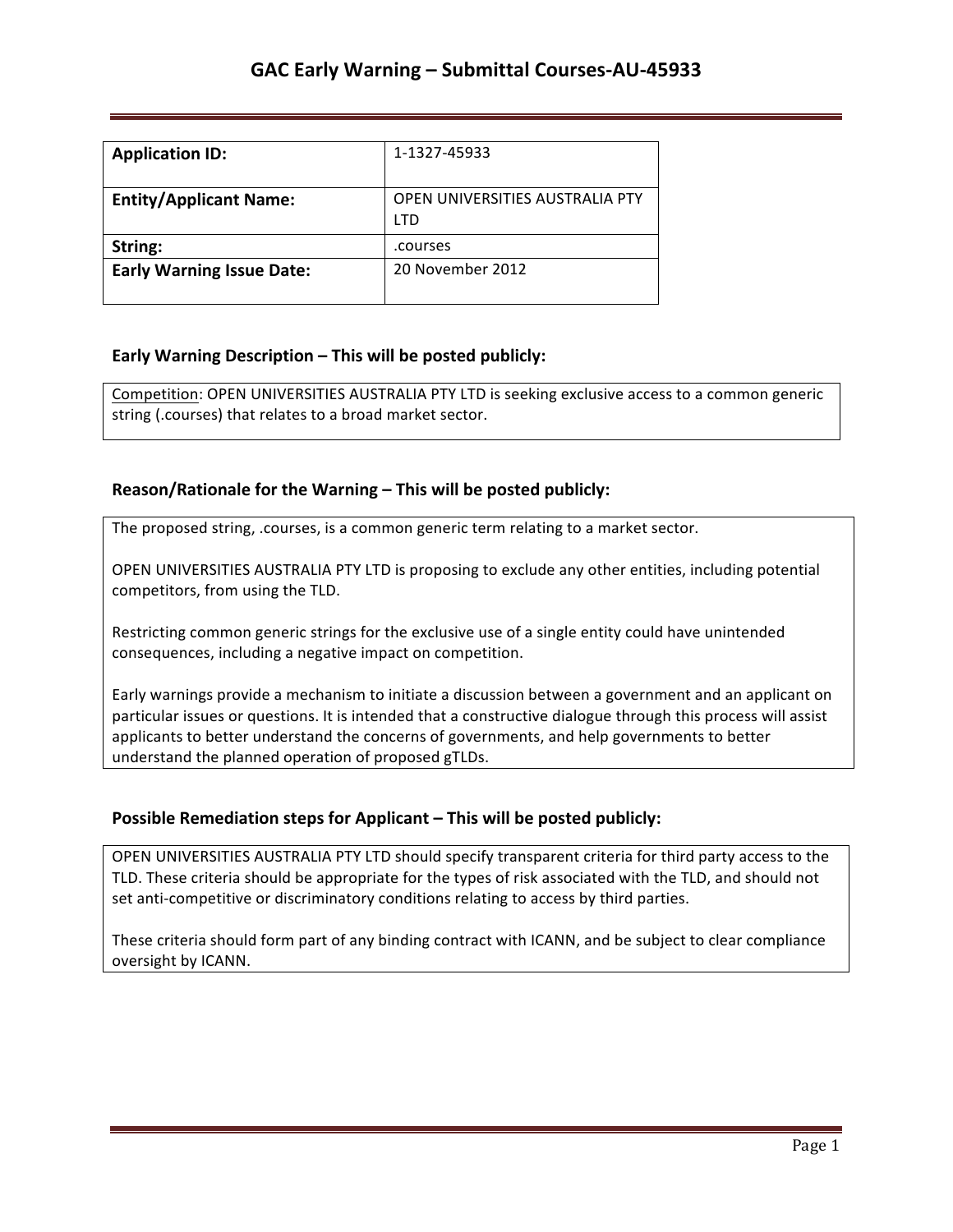# GAC Early Warning – Submittal Courses-AU-45933

| **Application ID:** | 1-1327-45933 |
|---|---|
| **Entity/Applicant Name:** | OPEN UNIVERSITIES AUSTRALIA PTY LTD |
| **String:** | .courses |
| **Early Warning Issue Date:** | 20 November 2012 |

### Early Warning Description – This will be posted publicly:

Competition: OPEN UNIVERSITIES AUSTRALIA PTY LTD is seeking exclusive access to a common generic string (.courses) that relates to a broad market sector.

### Reason/Rationale for the Warning – This will be posted publicly:

The proposed string, .courses, is a common generic term relating to a market sector.

OPEN UNIVERSITIES AUSTRALIA PTY LTD is proposing to exclude any other entities, including potential competitors, from using the TLD.

Restricting common generic strings for the exclusive use of a single entity could have unintended consequences, including a negative impact on competition.

Early warnings provide a mechanism to initiate a discussion between a government and an applicant on particular issues or questions. It is intended that a constructive dialogue through this process will assist applicants to better understand the concerns of governments, and help governments to better understand the planned operation of proposed gTLDs.

### Possible Remediation steps for Applicant – This will be posted publicly:

OPEN UNIVERSITIES AUSTRALIA PTY LTD should specify transparent criteria for third party access to the TLD. These criteria should be appropriate for the types of risk associated with the TLD, and should not set anti-competitive or discriminatory conditions relating to access by third parties.

These criteria should form part of any binding contract with ICANN, and be subject to clear compliance oversight by ICANN.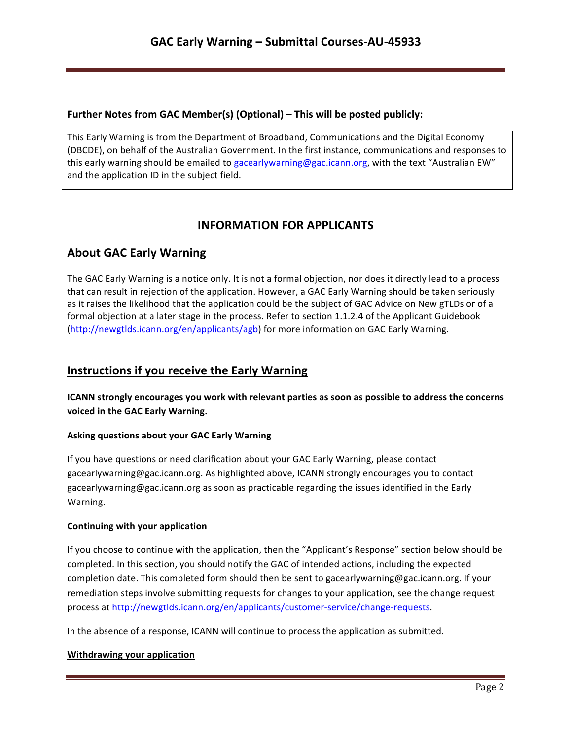**Further Notes from GAC Member(s) (Optional) – This will be posted publicly:**

This Early Warning is from the Department of Broadband, Communications and the Digital Economy (DBCDE), on behalf of the Australian Government. In the first instance, communications and responses to this early warning should be emailed to gacearlywarning@gac.icann.org, with the text "Australian EW" and the application ID in the subject field.

# INFORMATION FOR APPLICANTS

## About GAC Early Warning

The GAC Early Warning is a notice only. It is not a formal objection, nor does it directly lead to a process that can result in rejection of the application. However, a GAC Early Warning should be taken seriously as it raises the likelihood that the application could be the subject of GAC Advice on New gTLDs or of a formal objection at a later stage in the process. Refer to section 1.1.2.4 of the Applicant Guidebook (http://newgtlds.icann.org/en/applicants/agb) for more information on GAC Early Warning.

## Instructions if you receive the Early Warning

**ICANN strongly encourages you work with relevant parties as soon as possible to address the concerns voiced in the GAC Early Warning.**

#### Asking questions about your GAC Early Warning

If you have questions or need clarification about your GAC Early Warning, please contact gacearlywarning@gac.icann.org. As highlighted above, ICANN strongly encourages you to contact gacearlywarning@gac.icann.org as soon as practicable regarding the issues identified in the Early Warning.

#### Continuing with your application

If you choose to continue with the application, then the "Applicant's Response" section below should be completed. In this section, you should notify the GAC of intended actions, including the expected completion date. This completed form should then be sent to gacearlywarning@gac.icann.org. If your remediation steps involve submitting requests for changes to your application, see the change request process at http://newgtlds.icann.org/en/applicants/customer-service/change-requests.

In the absence of a response, ICANN will continue to process the application as submitted.

#### Withdrawing your application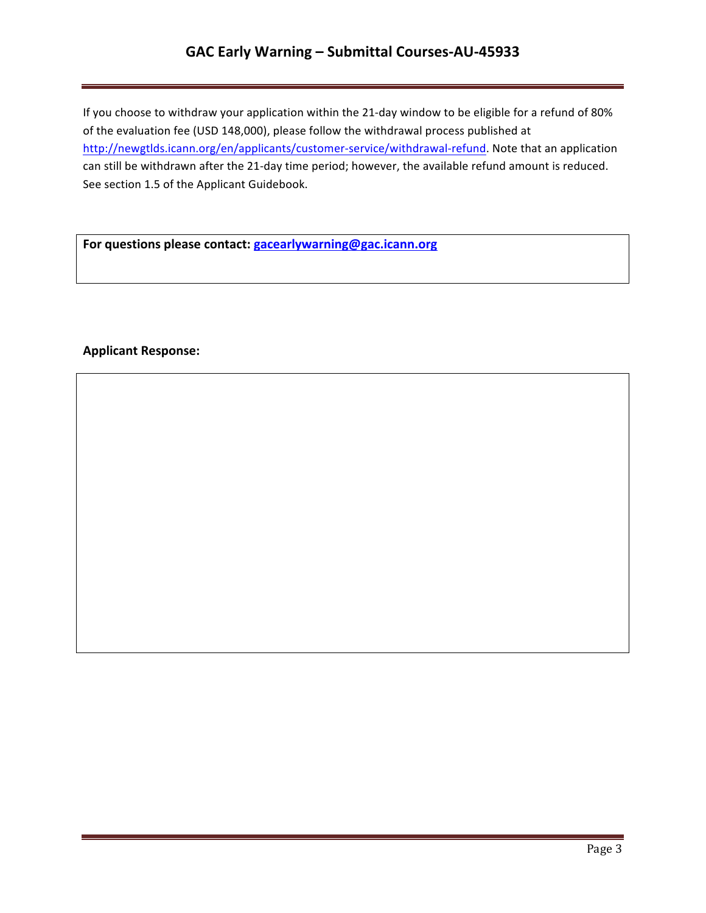If you choose to withdraw your application within the 21-day window to be eligible for a refund of 80% of the evaluation fee (USD 148,000), please follow the withdrawal process published at http://newgtlds.icann.org/en/applicants/customer-service/withdrawal-refund. Note that an application can still be withdrawn after the 21-day time period; however, the available refund amount is reduced. See section 1.5 of the Applicant Guidebook.

**For questions please contact: gacearlywarning@gac.icann.org**

**Applicant Response:**